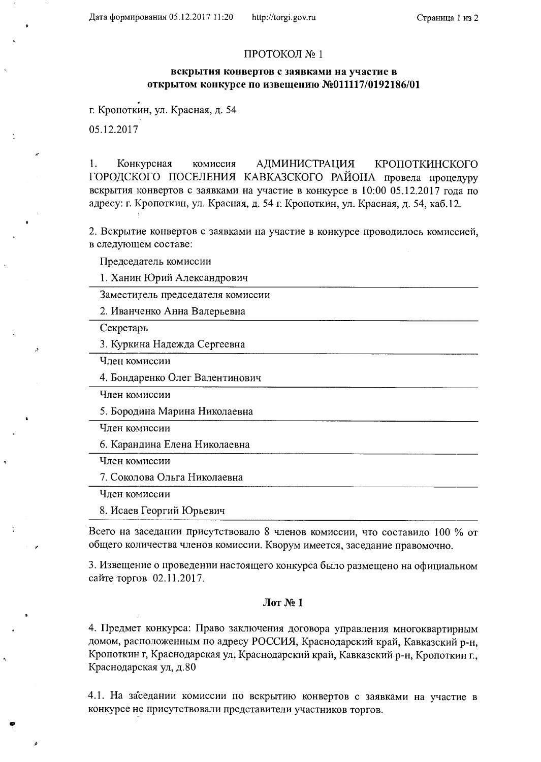# ПРОТОКОЛ № 1

## вскрытия конвертов с заявками на участие в открытом конкурсе по извещению №011117/0192186/01

г. Кропоткин, ул. Красная, д. 54

05.12.2017

1. Конкурсная комиссия АДМИНИСТРАЦИЯ КРОПОТКИНСКОГО ГОРОДСКОГО ПОСЕЛЕНИЯ КАВКАЗСКОГО РАЙОНА провела процедуру вскрытия конвертов с заявками на участие в конкурсе в 10:00 05.12.2017 года по адресу: г. Кропоткин, ул. Красная, д. 54 г. Кропоткин, ул. Красная, д. 54, каб.12.

2. Вскрытие конвертов с заявками на участие в конкурсе проводилось комиссией, в следующем составе:

Председатель комиссии

1. Ханин Юрий Александрович

Заместитель председателя комиссии

2. Иванченко Анна Валерьевна

Секретарь

3. Куркина Надежда Сергеевна

Член комиссии

4. Бондаренко Олег Валентинович

Член комиссии

5. Бородина Марина Николаевна

Член комиссии

6. Карандина Елена Николаевна

Член комиссии

7. Соколова Ольга Николаевна

Член комиссии

8. Исаев Георгий Юрьевич

Всего на заседании присутствовало 8 членов комиссии, что составило 100 % от общего количества членов комиссии. Кворум имеется, заседание правомочно.

3. Извещение о проведении настоящего конкурса было размещено на официальном сайте торгов 02.11.2017.

### Лот № 1

4. Предмет конкурса: Право заключения договора управления многоквартирным домом, расположенным по адресу РОССИЯ, Краснодарский край, Кавказский р-н, Кропоткин г, Краснодарская ул, Краснодарский край, Кавказский р-н, Кропоткин г., Краснодарская ул, д.80

4.1. На заседании комиссии по вскрытию конвертов с заявками на участие в конкурсе не присутствовали представители участников торгов.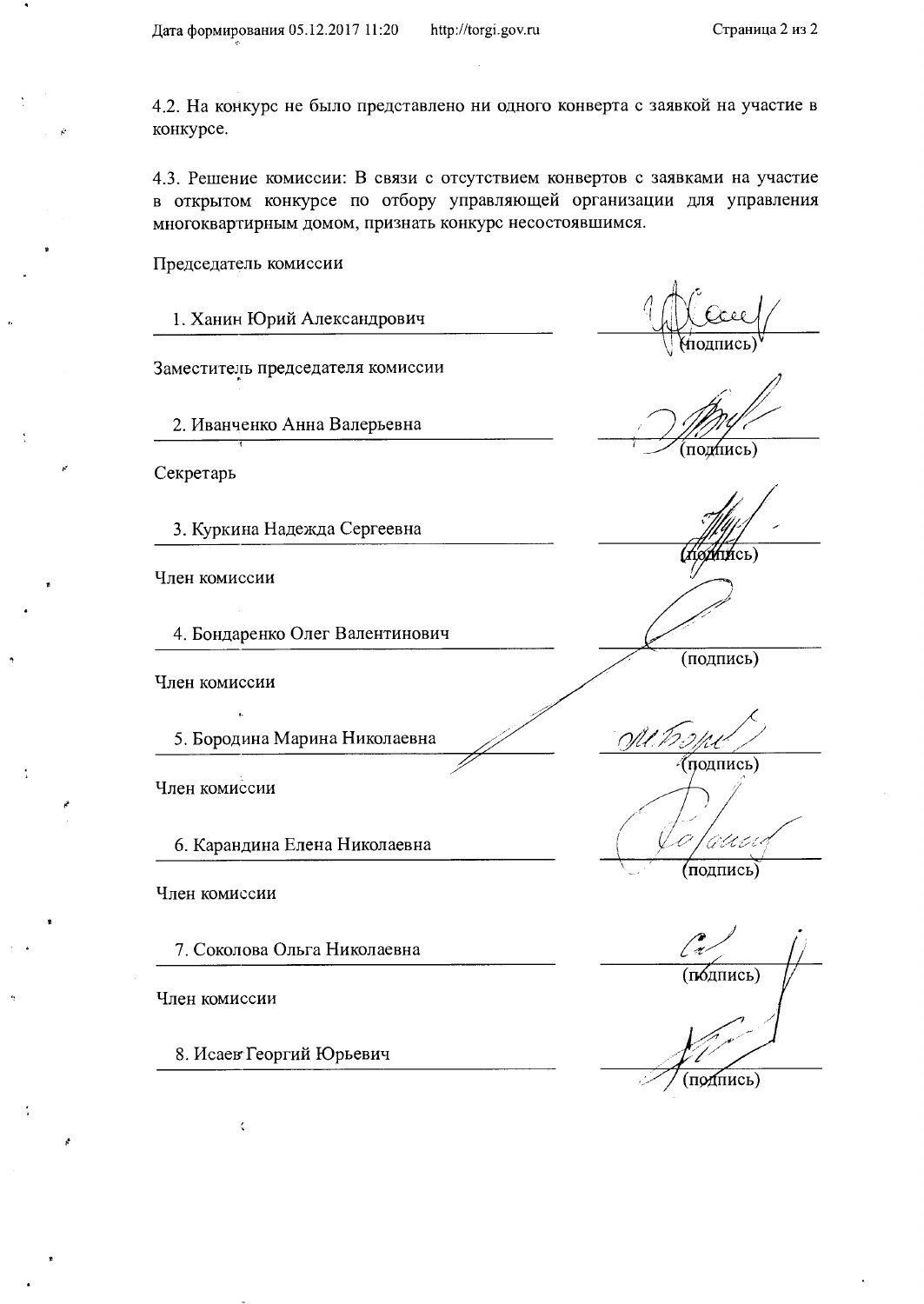4.2. На конкурс не было представлено ни одного конверта с заявкой на участие в конкурсе.

4.3. Решение комиссии: В связи с отсутствием конвертов с заявками на участие в открытом конкурсе по отбору управляющей организации для управления многоквартирным домом, признать конкурс несостоявшимся.

Председатель комиссии

1. Ханин Юрий Александрович ____________ (подпись)

Заместитель председателя комиссии

2. Иванченко Анна Валерьевна ____________ (подпись)

Секретарь

3. Куркина Надежда Сергеевна ____________ (подпись)

Член комиссии

4. Бондаренко Олег Валентинович ____________ (подпись)

Член комиссии

5. Бородина Марина Николаевна ____________ (подпись)

Член комиссии

6. Карандина Елена Николаевна ____________ (подпись)

Член комиссии

7. Соколова Ольга Николаевна ____________ (подпись)

Член комиссии

8. Исаев Георгий Юрьевич ____________ (подпись)